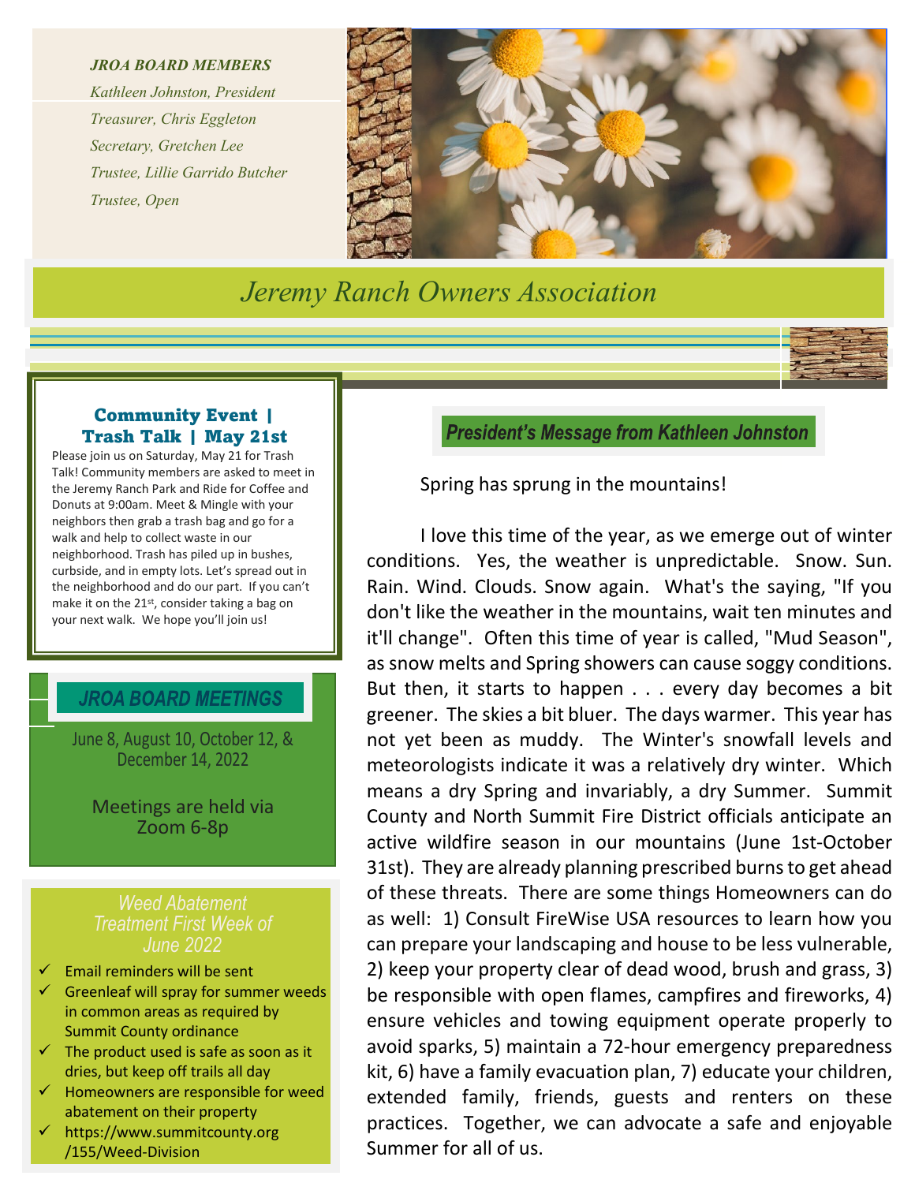*JROA BOARD MEMBERS*

*Kathleen Johnston, President*

*Treasurer, Chris Eggleton*

*Secretary, Gretchen Lee*

*Trustee, Lillie Garrido Butcher*

*Trustee, Open*

# *Jeremy Ranch Owners Association*

### Community Event | Trash Talk | May 21st

Please join us on Saturday, May 21 for Trash Talk! Community members are asked to meet in the Jeremy Ranch Park and Ride for Coffee and Donuts at 9:00am. Meet & Mingle with your neighbors then grab a trash bag and go for a walk and help to collect waste in our neighborhood. Trash has piled up in bushes, curbside, and in empty lots. Let's spread out in the neighborhood and do our part. If you can't make it on the 21st, consider taking a bag on your next walk. We hope you'll join us!

### *JROA BOARD MEETINGS*

June 8, August 10, October 12, & December 14, 2022

Meetings are held via Zoom 6-8p

### *Weed Abatement Treatment First Week of June 2022*

- ✓ Email reminders will be sent
- ✓ Greenleaf will spray for summer weeds in common areas as required by Summit County ordinance
- ✓ The product used is safe as soon as it dries, but keep off trails all day
- ✓ Homeowners are responsible for weed abatement on their property
- ✓ https://www.summitcounty.org/155/Weed-Division

## *President's Message from Kathleen Johnston*

Spring has sprung in the mountains!

I love this time of the year, as we emerge out of winter conditions. Yes, the weather is unpredictable. Snow. Sun. Rain. Wind. Clouds. Snow again. What's the saying, "If you don't like the weather in the mountains, wait ten minutes and it'll change". Often this time of year is called, "Mud Season", as snow melts and Spring showers can cause soggy conditions. But then, it starts to happen . . . every day becomes a bit greener. The skies a bit bluer. The days warmer. This year has not yet been as muddy. The Winter's snowfall levels and meteorologists indicate it was a relatively dry winter. Which means a dry Spring and invariably, a dry Summer. Summit County and North Summit Fire District officials anticipate an active wildfire season in our mountains (June 1st-October 31st). They are already planning prescribed burns to get ahead of these threats. There are some things Homeowners can do as well: 1) Consult FireWise USA resources to learn how you can prepare your landscaping and house to be less vulnerable, 2) keep your property clear of dead wood, brush and grass, 3) be responsible with open flames, campfires and fireworks, 4) ensure vehicles and towing equipment operate properly to avoid sparks, 5) maintain a 72-hour emergency preparedness kit, 6) have a family evacuation plan, 7) educate your children, extended family, friends, guests and renters on these practices. Together, we can advocate a safe and enjoyable Summer for all of us.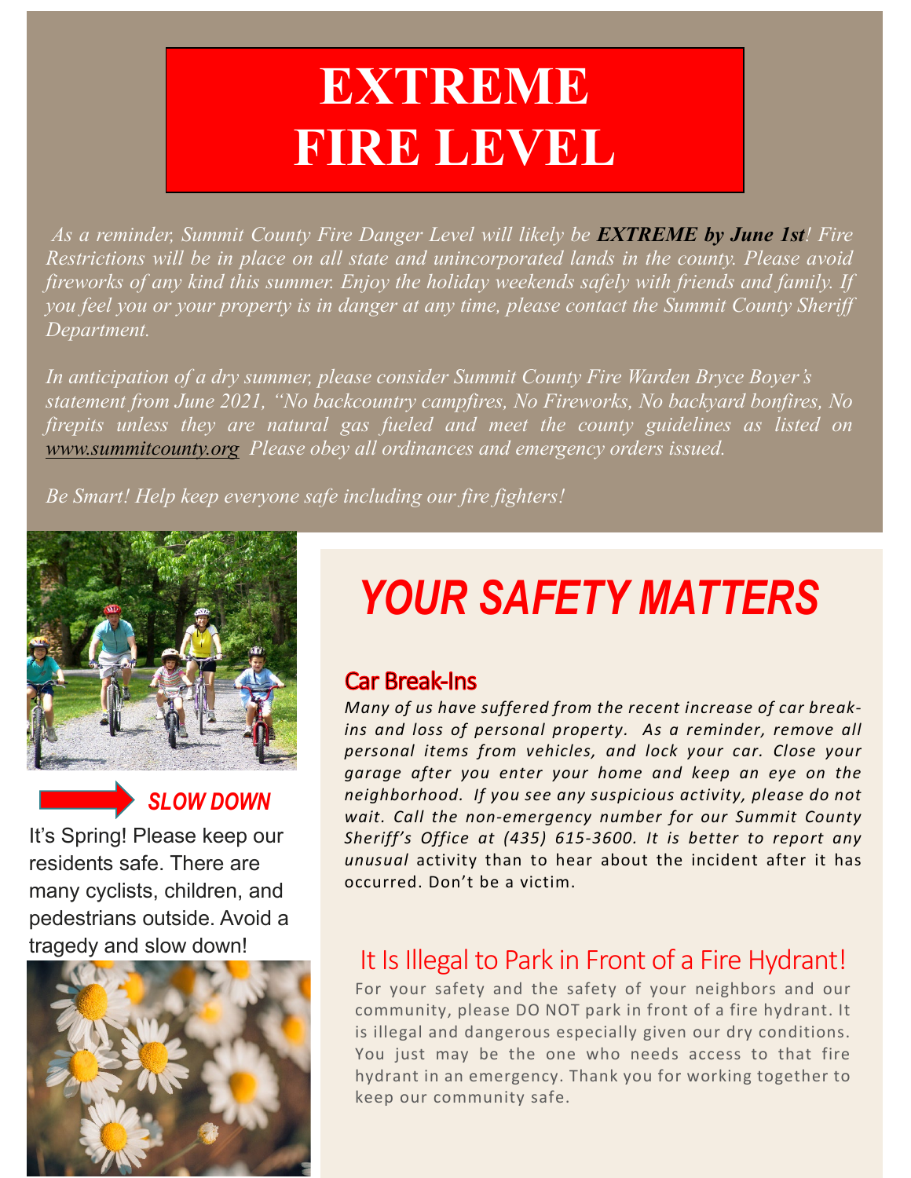# EXTREME FIRE LEVEL

*As a reminder, Summit County Fire Danger Level will likely be **EXTREME by June 1st**! Fire Restrictions will be in place on all state and unincorporated lands in the county. Please avoid fireworks of any kind this summer. Enjoy the holiday weekends safely with friends and family. If you feel you or your property is in danger at any time, please contact the Summit County Sheriff Department.*

*In anticipation of a dry summer, please consider Summit County Fire Warden Bryce Boyer's statement from June 2021, "No backcountry campfires, No Fireworks, No backyard bonfires, No firepits unless they are natural gas fueled and meet the county guidelines as listed on www.summitcounty.org Please obey all ordinances and emergency orders issued.*

*Be Smart! Help keep everyone safe including our fire fighters!*

***SLOW DOWN***

It's Spring! Please keep our residents safe. There are many cyclists, children, and pedestrians outside. Avoid a tragedy and slow down!

# *YOUR SAFETY MATTERS*

## Car Break-Ins

*Many of us have suffered from the recent increase of car break-ins and loss of personal property. As a reminder, remove all personal items from vehicles, and lock your car. Close your garage after you enter your home and keep an eye on the neighborhood. If you see any suspicious activity, please do not wait. Call the non-emergency number for our Summit County Sheriff's Office at (435) 615-3600. It is better to report any unusual* activity than to hear about the incident after it has occurred. Don't be a victim.

## It Is Illegal to Park in Front of a Fire Hydrant!

For your safety and the safety of your neighbors and our community, please DO NOT park in front of a fire hydrant. It is illegal and dangerous especially given our dry conditions. You just may be the one who needs access to that fire hydrant in an emergency. Thank you for working together to keep our community safe.